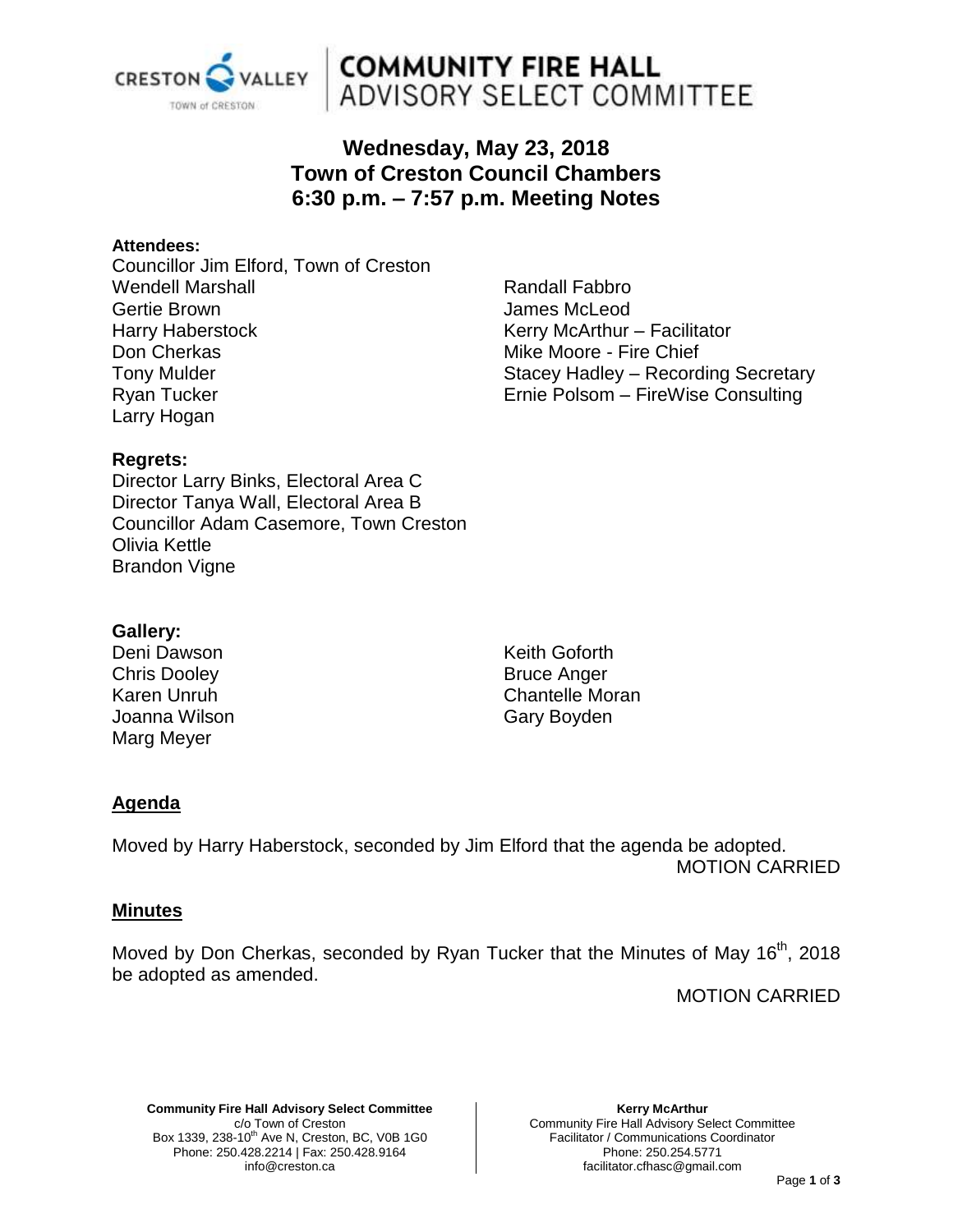# COMMUNITY FIRE HALL ADVISORY SELECT COMMITTEE

## Wednesday, May 23, 2018
## Town of Creston Council Chambers
## 6:30 p.m. – 7:57 p.m. Meeting Notes

**Attendees:**

Councillor Jim Elford, Town of Creston
Wendell Marshall
Gertie Brown
Harry Haberstock
Don Cherkas
Tony Mulder
Ryan Tucker
Larry Hogan
Randall Fabbro
James McLeod
Kerry McArthur – Facilitator
Mike Moore - Fire Chief
Stacey Hadley – Recording Secretary
Ernie Polsom – FireWise Consulting

**Regrets:**

Director Larry Binks, Electoral Area C
Director Tanya Wall, Electoral Area B
Councillor Adam Casemore, Town Creston
Olivia Kettle
Brandon Vigne

**Gallery:**

Deni Dawson
Chris Dooley
Karen Unruh
Joanna Wilson
Marg Meyer
Keith Goforth
Bruce Anger
Chantelle Moran
Gary Boyden

### Agenda

Moved by Harry Haberstock, seconded by Jim Elford that the agenda be adopted.

MOTION CARRIED

### Minutes

Moved by Don Cherkas, seconded by Ryan Tucker that the Minutes of May 16th, 2018 be adopted as amended.

MOTION CARRIED

**Community Fire Hall Advisory Select Committee**
c/o Town of Creston
Box 1339, 238-10th Ave N, Creston, BC, V0B 1G0
Phone: 250.428.2214 | Fax: 250.428.9164
info@creston.ca

**Kerry McArthur**
Community Fire Hall Advisory Select Committee
Facilitator / Communications Coordinator
Phone: 250.254.5771
facilitator.cfhasc@gmail.com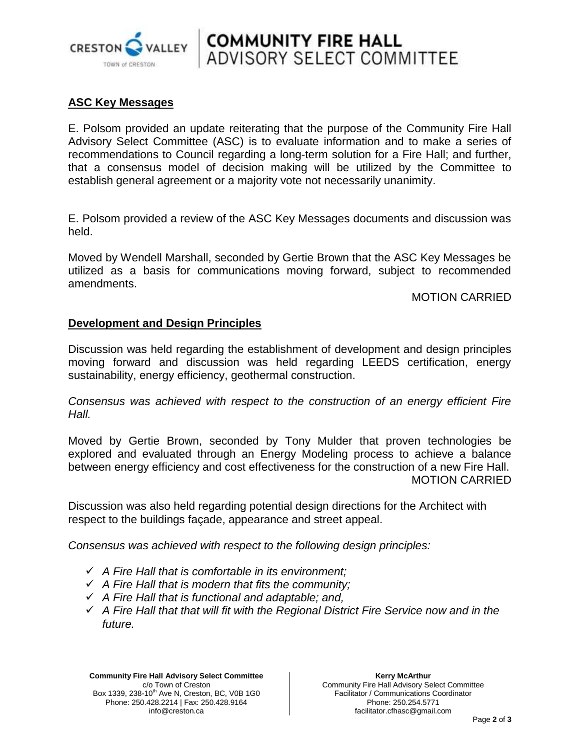## ASC Key Messages

E. Polsom provided an update reiterating that the purpose of the Community Fire Hall Advisory Select Committee (ASC) is to evaluate information and to make a series of recommendations to Council regarding a long-term solution for a Fire Hall; and further, that a consensus model of decision making will be utilized by the Committee to establish general agreement or a majority vote not necessarily unanimity.

E. Polsom provided a review of the ASC Key Messages documents and discussion was held.

Moved by Wendell Marshall, seconded by Gertie Brown that the ASC Key Messages be utilized as a basis for communications moving forward, subject to recommended amendments.

MOTION CARRIED

## Development and Design Principles

Discussion was held regarding the establishment of development and design principles moving forward and discussion was held regarding LEEDS certification, energy sustainability, energy efficiency, geothermal construction.

*Consensus was achieved with respect to the construction of an energy efficient Fire Hall.*

Moved by Gertie Brown, seconded by Tony Mulder that proven technologies be explored and evaluated through an Energy Modeling process to achieve a balance between energy efficiency and cost effectiveness for the construction of a new Fire Hall.

MOTION CARRIED

Discussion was also held regarding potential design directions for the Architect with respect to the buildings façade, appearance and street appeal.

*Consensus was achieved with respect to the following design principles:*

- ✓ *A Fire Hall that is comfortable in its environment;*
- ✓ *A Fire Hall that is modern that fits the community;*
- ✓ *A Fire Hall that is functional and adaptable; and,*
- ✓ *A Fire Hall that that will fit with the Regional District Fire Service now and in the future.*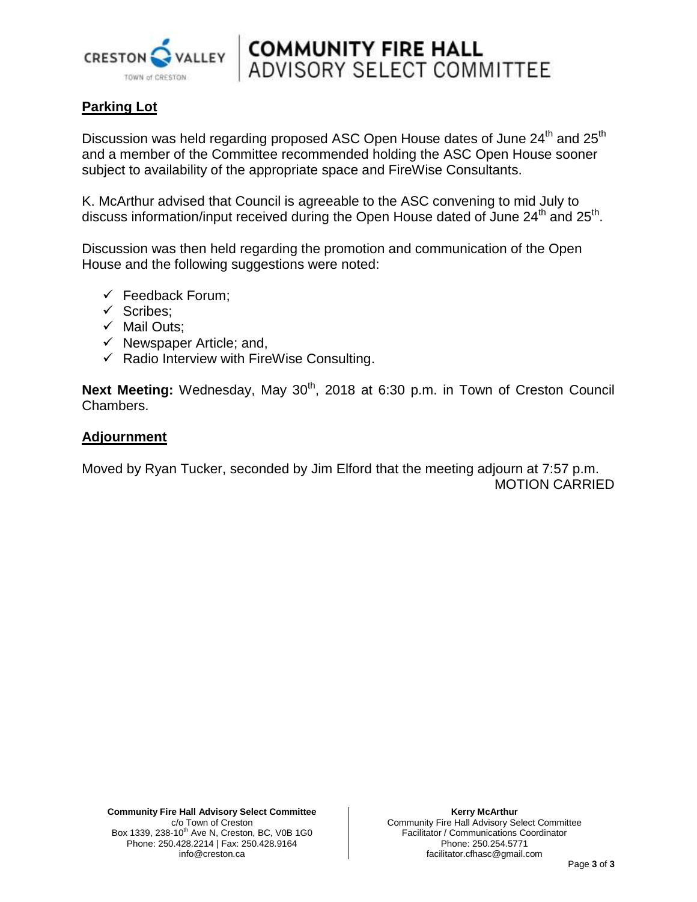## Parking Lot

Discussion was held regarding proposed ASC Open House dates of June 24th and 25th and a member of the Committee recommended holding the ASC Open House sooner subject to availability of the appropriate space and FireWise Consultants.

K. McArthur advised that Council is agreeable to the ASC convening to mid July to discuss information/input received during the Open House dated of June 24th and 25th.

Discussion was then held regarding the promotion and communication of the Open House and the following suggestions were noted:

- ✓ Feedback Forum;
- ✓ Scribes;
- ✓ Mail Outs;
- ✓ Newspaper Article; and,
- ✓ Radio Interview with FireWise Consulting.

**Next Meeting:** Wednesday, May 30th, 2018 at 6:30 p.m. in Town of Creston Council Chambers.

## Adjournment

Moved by Ryan Tucker, seconded by Jim Elford that the meeting adjourn at 7:57 p.m.

MOTION CARRIED